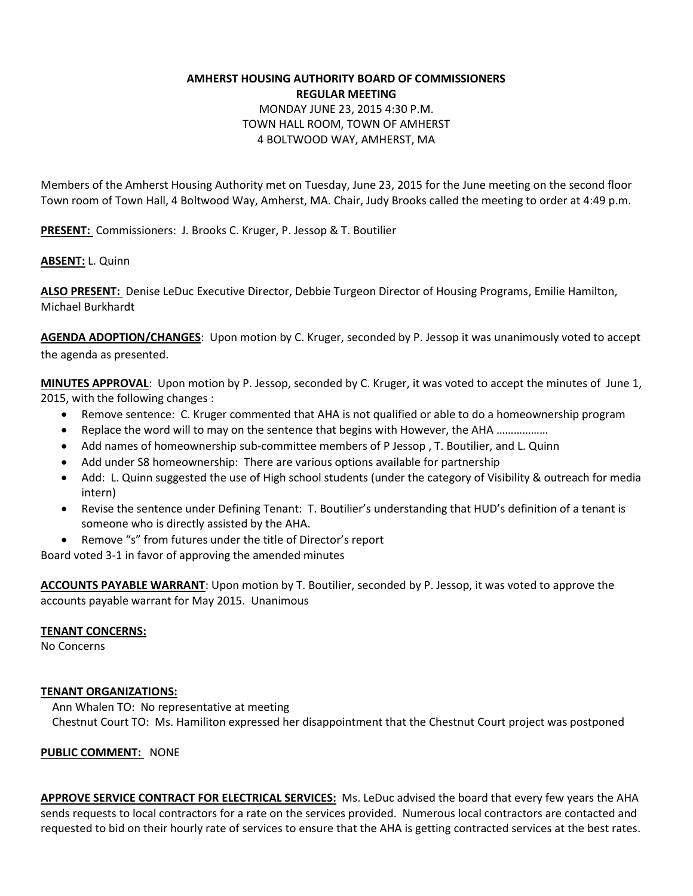**AMHERST HOUSING AUTHORITY BOARD OF COMMISSIONERS**
**REGULAR MEETING**
MONDAY JUNE 23, 2015 4:30 P.M.
TOWN HALL ROOM, TOWN OF AMHERST
4 BOLTWOOD WAY, AMHERST, MA

Members of the Amherst Housing Authority met on Tuesday, June 23, 2015 for the June meeting on the second floor Town room of Town Hall, 4 Boltwood Way, Amherst, MA. Chair, Judy Brooks called the meeting to order at 4:49 p.m.

**PRESENT:** Commissioners: J. Brooks C. Kruger, P. Jessop & T. Boutilier

**ABSENT:** L. Quinn

**ALSO PRESENT:** Denise LeDuc Executive Director, Debbie Turgeon Director of Housing Programs, Emilie Hamilton, Michael Burkhardt

**AGENDA ADOPTION/CHANGES**: Upon motion by C. Kruger, seconded by P. Jessop it was unanimously voted to accept the agenda as presented.

**MINUTES APPROVAL**: Upon motion by P. Jessop, seconded by C. Kruger, it was voted to accept the minutes of June 1, 2015, with the following changes :

- Remove sentence: C. Kruger commented that AHA is not qualified or able to do a homeownership program
- Replace the word will to may on the sentence that begins with However, the AHA ………………
- Add names of homeownership sub-committee members of P Jessop , T. Boutilier, and L. Quinn
- Add under S8 homeownership: There are various options available for partnership
- Add: L. Quinn suggested the use of High school students (under the category of Visibility & outreach for media intern)
- Revise the sentence under Defining Tenant: T. Boutilier's understanding that HUD's definition of a tenant is someone who is directly assisted by the AHA.
- Remove "s" from futures under the title of Director's report

Board voted 3-1 in favor of approving the amended minutes

**ACCOUNTS PAYABLE WARRANT**: Upon motion by T. Boutilier, seconded by P. Jessop, it was voted to approve the accounts payable warrant for May 2015. Unanimous

**TENANT CONCERNS:**
No Concerns

**TENANT ORGANIZATIONS:**
Ann Whalen TO: No representative at meeting
Chestnut Court TO: Ms. Hamiliton expressed her disappointment that the Chestnut Court project was postponed

**PUBLIC COMMENT:** NONE

**APPROVE SERVICE CONTRACT FOR ELECTRICAL SERVICES:** Ms. LeDuc advised the board that every few years the AHA sends requests to local contractors for a rate on the services provided. Numerous local contractors are contacted and requested to bid on their hourly rate of services to ensure that the AHA is getting contracted services at the best rates.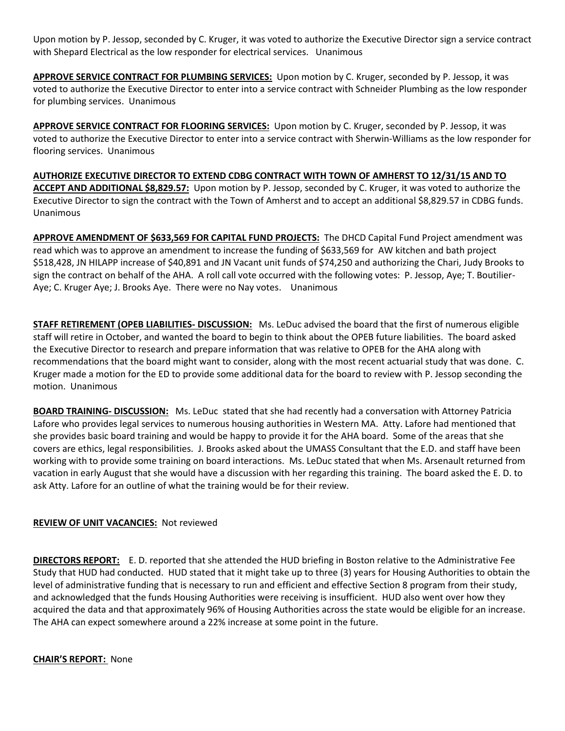Upon motion by P. Jessop, seconded by C. Kruger, it was voted to authorize the Executive Director sign a service contract with Shepard Electrical as the low responder for electrical services. Unanimous

**APPROVE SERVICE CONTRACT FOR PLUMBING SERVICES:** Upon motion by C. Kruger, seconded by P. Jessop, it was voted to authorize the Executive Director to enter into a service contract with Schneider Plumbing as the low responder for plumbing services. Unanimous

**APPROVE SERVICE CONTRACT FOR FLOORING SERVICES:** Upon motion by C. Kruger, seconded by P. Jessop, it was voted to authorize the Executive Director to enter into a service contract with Sherwin-Williams as the low responder for flooring services. Unanimous

**AUTHORIZE EXECUTIVE DIRECTOR TO EXTEND CDBG CONTRACT WITH TOWN OF AMHERST TO 12/31/15 AND TO ACCEPT AND ADDITIONAL $8,829.57:** Upon motion by P. Jessop, seconded by C. Kruger, it was voted to authorize the Executive Director to sign the contract with the Town of Amherst and to accept an additional $8,829.57 in CDBG funds. Unanimous

**APPROVE AMENDMENT OF $633,569 FOR CAPITAL FUND PROJECTS:** The DHCD Capital Fund Project amendment was read which was to approve an amendment to increase the funding of $633,569 for AW kitchen and bath project $518,428, JN HILAPP increase of $40,891 and JN Vacant unit funds of $74,250 and authorizing the Chari, Judy Brooks to sign the contract on behalf of the AHA. A roll call vote occurred with the following votes: P. Jessop, Aye; T. Boutilier-Aye; C. Kruger Aye; J. Brooks Aye. There were no Nay votes. Unanimous

**STAFF RETIREMENT (OPEB LIABILITIES- DISCUSSION:** Ms. LeDuc advised the board that the first of numerous eligible staff will retire in October, and wanted the board to begin to think about the OPEB future liabilities. The board asked the Executive Director to research and prepare information that was relative to OPEB for the AHA along with recommendations that the board might want to consider, along with the most recent actuarial study that was done. C. Kruger made a motion for the ED to provide some additional data for the board to review with P. Jessop seconding the motion. Unanimous

**BOARD TRAINING- DISCUSSION:** Ms. LeDuc stated that she had recently had a conversation with Attorney Patricia Lafore who provides legal services to numerous housing authorities in Western MA. Atty. Lafore had mentioned that she provides basic board training and would be happy to provide it for the AHA board. Some of the areas that she covers are ethics, legal responsibilities. J. Brooks asked about the UMASS Consultant that the E.D. and staff have been working with to provide some training on board interactions. Ms. LeDuc stated that when Ms. Arsenault returned from vacation in early August that she would have a discussion with her regarding this training. The board asked the E. D. to ask Atty. Lafore for an outline of what the training would be for their review.

**REVIEW OF UNIT VACANCIES:** Not reviewed

**DIRECTORS REPORT:** E. D. reported that she attended the HUD briefing in Boston relative to the Administrative Fee Study that HUD had conducted. HUD stated that it might take up to three (3) years for Housing Authorities to obtain the level of administrative funding that is necessary to run and efficient and effective Section 8 program from their study, and acknowledged that the funds Housing Authorities were receiving is insufficient. HUD also went over how they acquired the data and that approximately 96% of Housing Authorities across the state would be eligible for an increase. The AHA can expect somewhere around a 22% increase at some point in the future.

**CHAIR'S REPORT:** None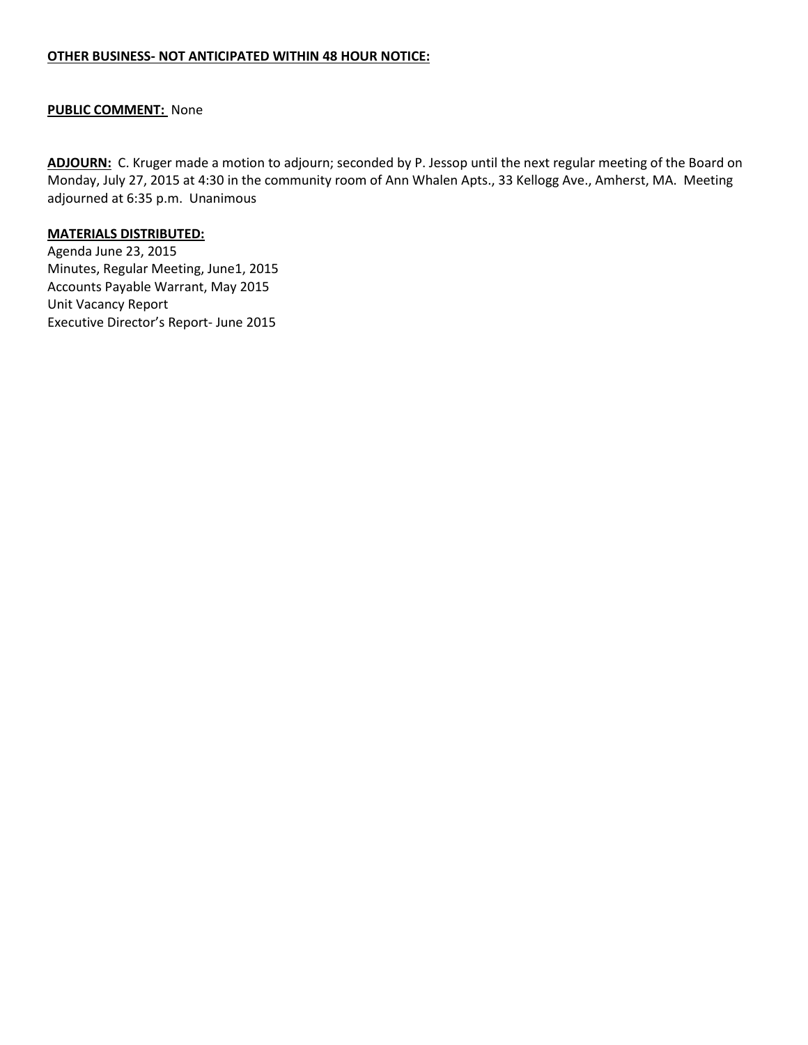**OTHER BUSINESS- NOT ANTICIPATED WITHIN 48 HOUR NOTICE:**

**PUBLIC COMMENT:** None

**ADJOURN:** C. Kruger made a motion to adjourn; seconded by P. Jessop until the next regular meeting of the Board on Monday, July 27, 2015 at 4:30 in the community room of Ann Whalen Apts., 33 Kellogg Ave., Amherst, MA. Meeting adjourned at 6:35 p.m. Unanimous

**MATERIALS DISTRIBUTED:**

Agenda June 23, 2015
Minutes, Regular Meeting, June1, 2015
Accounts Payable Warrant, May 2015
Unit Vacancy Report
Executive Director's Report- June 2015